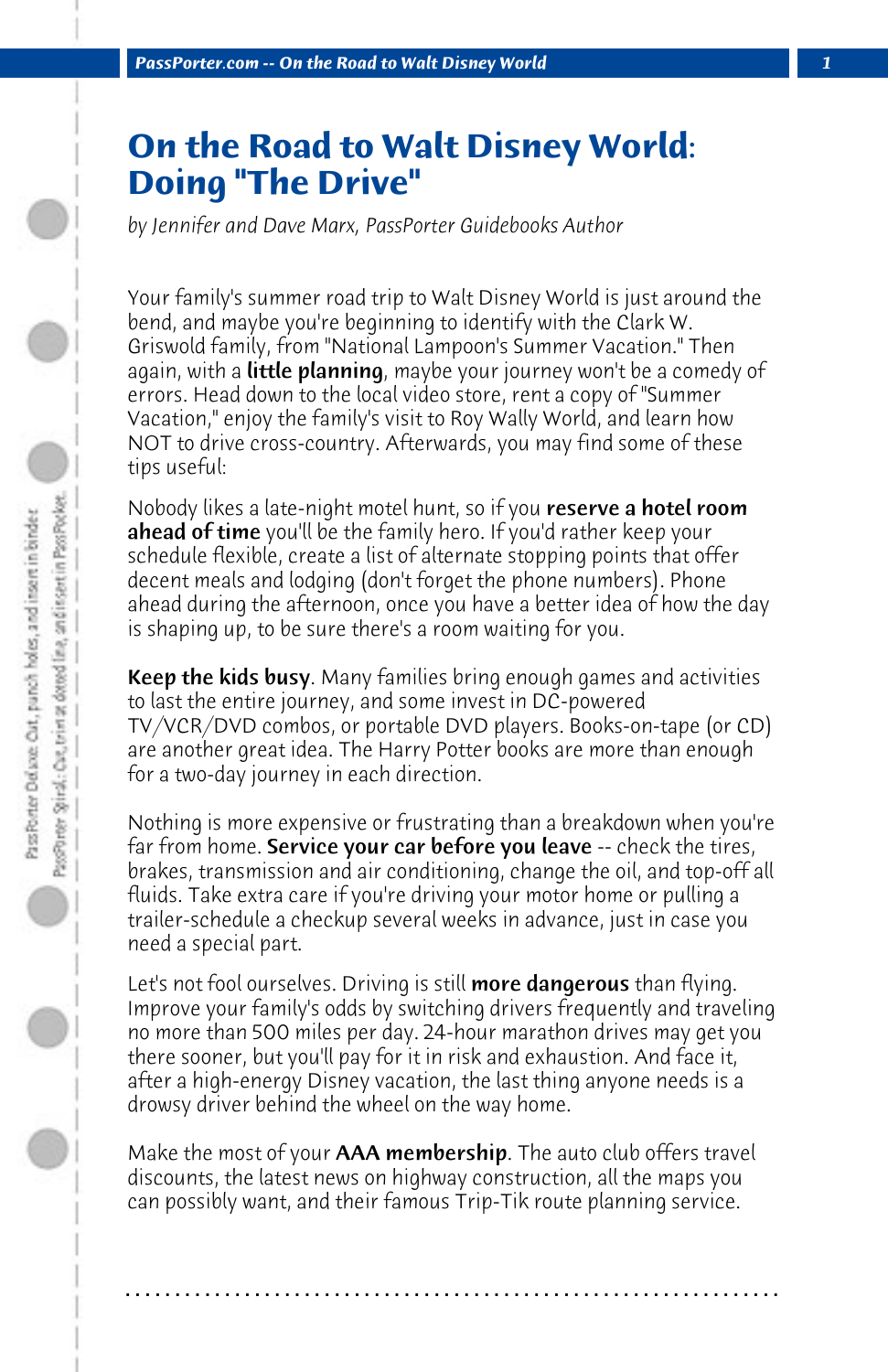# On the Road to Walt Disney World: Doing "The Drive"

*by Jennifer and Dave Marx, PassPorter Guidebooks Author*

Your family's summer road trip to Walt Disney World is just around the bend, and maybe you're beginning to identify with the Clark W. Griswold family, from "National Lampoon's Summer Vacation." Then again, with a **little planning**, maybe your journey won't be a comedy of errors. Head down to the local video store, rent a copy of "Summer Vacation," enjoy the family's visit to Roy Wally World, and learn how NOT to drive cross-country. Afterwards, you may find some of these tips useful:

Nobody likes a late-night motel hunt, so if you **reserve a hotel room ahead of time** you'll be the family hero. If you'd rather keep your schedule flexible, create a list of alternate stopping points that offer decent meals and lodging (don't forget the phone numbers). Phone ahead during the afternoon, once you have a better idea of how the day is shaping up, to be sure there's a room waiting for you.

**Keep the kids busy**. Many families bring enough games and activities to last the entire journey, and some invest in DC-powered TV/VCR/DVD combos, or portable DVD players. Books-on-tape (or CD) are another great idea. The Harry Potter books are more than enough for a two-day journey in each direction.

Nothing is more expensive or frustrating than a breakdown when you're far from home. **Service your car before you leave** -- check the tires, brakes, transmission and air conditioning, change the oil, and top-off all fluids. Take extra care if you're driving your motor home or pulling a trailer-schedule a checkup several weeks in advance, just in case you need a special part.

Let's not fool ourselves. Driving is still **more dangerous** than flying. Improve your family's odds by switching drivers frequently and traveling no more than 500 miles per day. 24-hour marathon drives may get you there sooner, but you'll pay for it in risk and exhaustion. And face it, after a high-energy Disney vacation, the last thing anyone needs is a drowsy driver behind the wheel on the way home.

Make the most of your **AAA membership**. The auto club offers travel discounts, the latest news on highway construction, all the maps you can possibly want, and their famous Trip-Tik route planning service.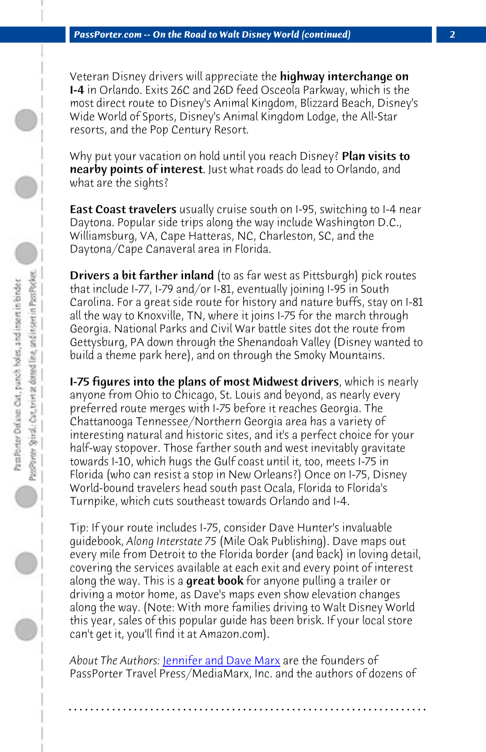Veteran Disney drivers will appreciate the **highway interchange on I-4** in Orlando. Exits 26C and 26D feed Osceola Parkway, which is the most direct route to Disney's Animal Kingdom, Blizzard Beach, Disney's Wide World of Sports, Disney's Animal Kingdom Lodge, the All-Star resorts, and the Pop Century Resort.

Why put your vacation on hold until you reach Disney? **Plan visits to nearby points of interest**. Just what roads do lead to Orlando, and what are the sights?

**East Coast travelers** usually cruise south on I-95, switching to I-4 near Daytona. Popular side trips along the way include Washington D.C., Williamsburg, VA, Cape Hatteras, NC, Charleston, SC, and the Daytona/Cape Canaveral area in Florida.

**Drivers a bit farther inland** (to as far west as Pittsburgh) pick routes that include I-77, I-79 and/or I-81, eventually joining I-95 in South Carolina. For a great side route for history and nature buffs, stay on I-81 all the way to Knoxville, TN, where it joins I-75 for the march through Georgia. National Parks and Civil War battle sites dot the route from Gettysburg, PA down through the Shenandoah Valley (Disney wanted to build a theme park here), and on through the Smoky Mountains.

**I-75 figures into the plans of most Midwest drivers**, which is nearly anyone from Ohio to Chicago, St. Louis and beyond, as nearly every preferred route merges with I-75 before it reaches Georgia. The Chattanooga Tennessee/Northern Georgia area has a variety of interesting natural and historic sites, and it's a perfect choice for your half-way stopover. Those farther south and west inevitably gravitate towards I-10, which hugs the Gulf coast until it, too, meets I-75 in Florida (who can resist a stop in New Orleans?) Once on I-75, Disney World-bound travelers head south past Ocala, Florida to Florida's Turnpike, which cuts southeast towards Orlando and I-4.

Tip: If your route includes I-75, consider Dave Hunter's invaluable guidebook, *Along Interstate 75* (Mile Oak Publishing). Dave maps out every mile from Detroit to the Florida border (and back) in loving detail, covering the services available at each exit and every point of interest along the way. This is a **great book** for anyone pulling a trailer or driving a motor home, as Dave's maps even show elevation changes along the way. (Note: With more families driving to Walt Disney World this year, sales of this popular guide has been brisk. If your local store can't get it, you'll find it at Amazon.com).

*About The Authors:* Jennifer and Dave Marx are the founders of PassPorter Travel Press/MediaMarx, Inc. and the authors of dozens of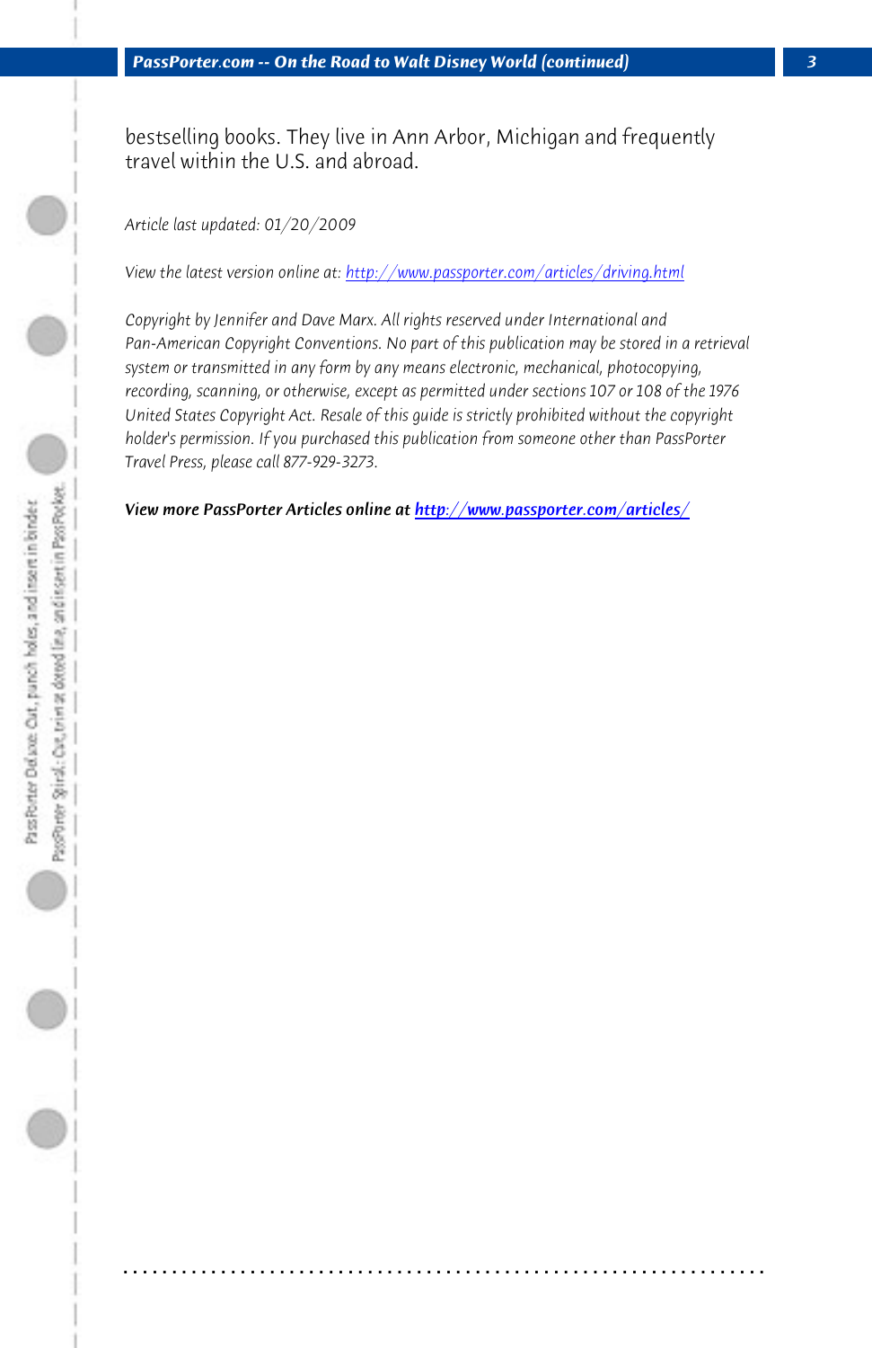bestselling books. They live in Ann Arbor, Michigan and frequently travel within the U.S. and abroad.

*Article last updated: 01/20/2009*

*View the latest version online at: [http://www.passporter.com/articles/driving.html](http://www.passporter.com/articles/driving.html)*

*Copyright by Jennifer and Dave Marx. All rights reserved under International and Pan-American Copyright Conventions. No part of this publication may be stored in a retrieval system or transmitted in any form by any means electronic, mechanical, photocopying, recording, scanning, or otherwise, except as permitted under sections 107 or 108 of the 1976 United States Copyright Act. Resale of this guide is strictly prohibited without the copyright holder's permission. If you purchased this publication from someone other than PassPorter Travel Press, please call 877-929-3273.*

***View more PassPorter Articles online at [http://www.passporter.com/articles/](http://www.passporter.com/articles/)***